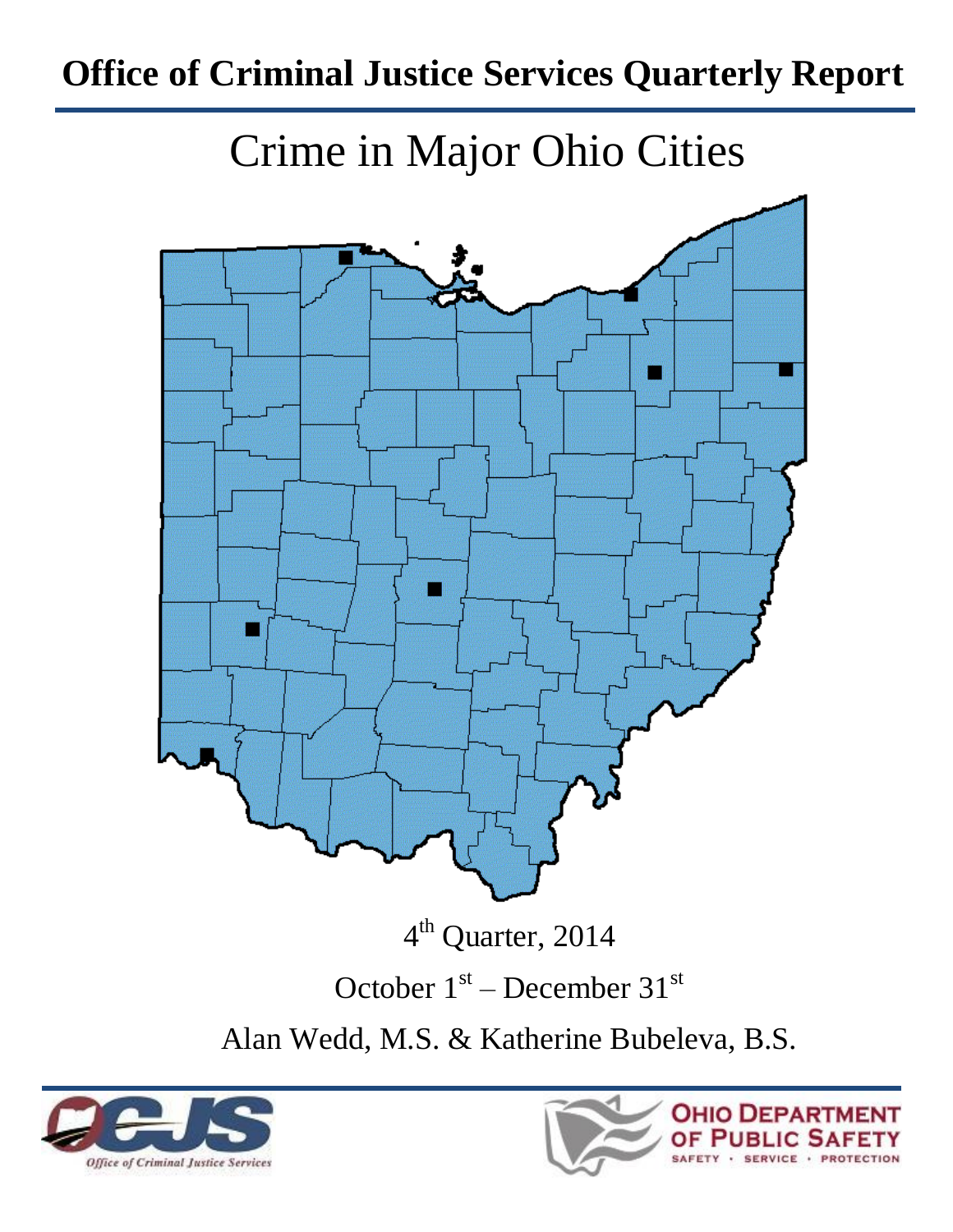# Office of Criminal Justice Services Quarterly Report

## Crime in Major Ohio Cities

4th Quarter, 2014

October 1st – December 31st

Alan Wedd, M.S. & Katherine Bubeleva, B.S.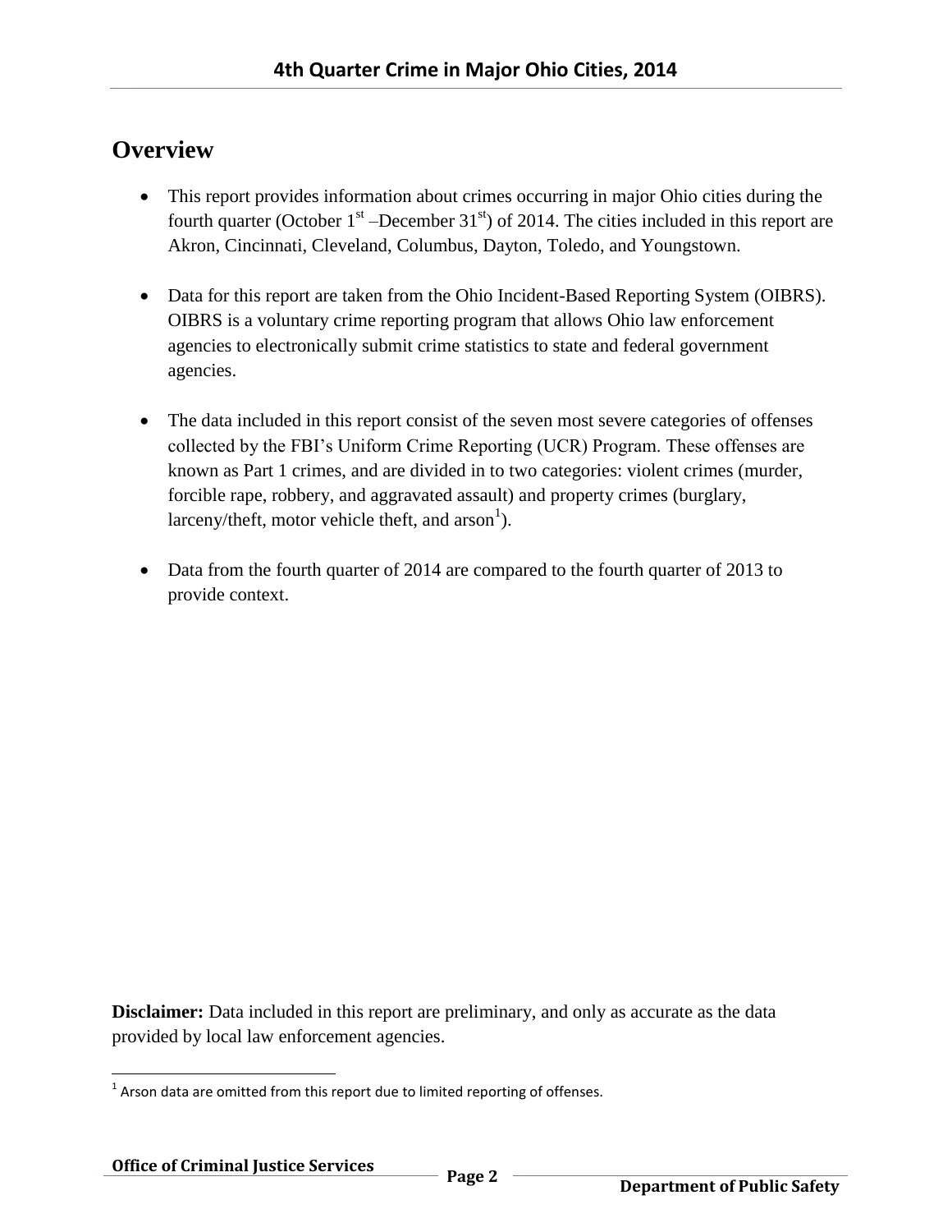# Overview

- This report provides information about crimes occurring in major Ohio cities during the fourth quarter (October 1st –December 31st) of 2014. The cities included in this report are Akron, Cincinnati, Cleveland, Columbus, Dayton, Toledo, and Youngstown.

- Data for this report are taken from the Ohio Incident-Based Reporting System (OIBRS). OIBRS is a voluntary crime reporting program that allows Ohio law enforcement agencies to electronically submit crime statistics to state and federal government agencies.

- The data included in this report consist of the seven most severe categories of offenses collected by the FBI's Uniform Crime Reporting (UCR) Program. These offenses are known as Part 1 crimes, and are divided in to two categories: violent crimes (murder, forcible rape, robbery, and aggravated assault) and property crimes (burglary, larceny/theft, motor vehicle theft, and arson[1]).

- Data from the fourth quarter of 2014 are compared to the fourth quarter of 2013 to provide context.

**Disclaimer:** Data included in this report are preliminary, and only as accurate as the data provided by local law enforcement agencies.

[1] Arson data are omitted from this report due to limited reporting of offenses.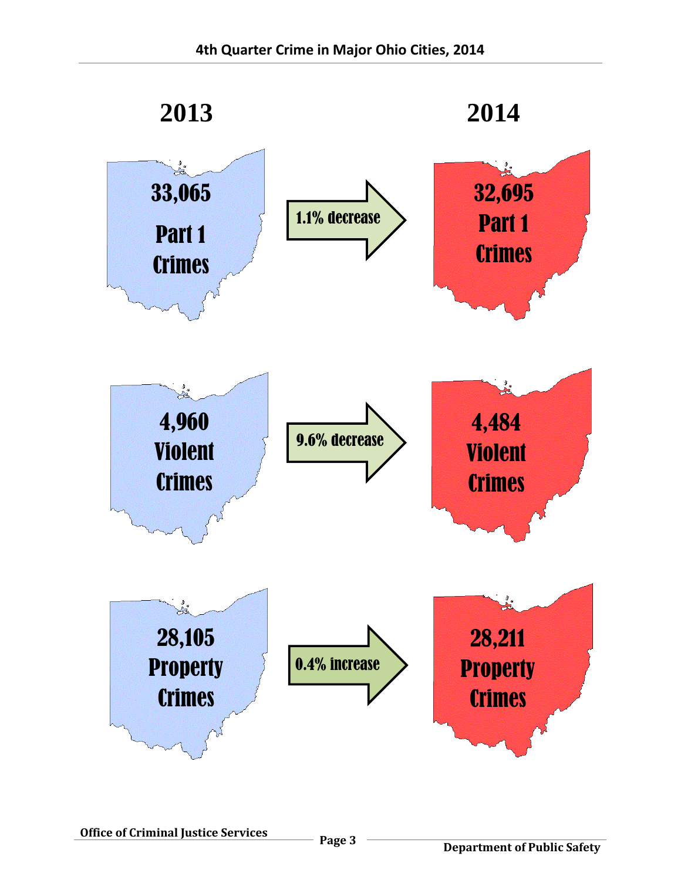# 4th Quarter Crime in Major Ohio Cities, 2014

| 2013 | | 2014 |
|---|---|---|
| 33,065 Part 1 Crimes | 1.1% decrease | 32,695 Part 1 Crimes |
| 4,960 Violent Crimes | 9.6% decrease | 4,484 Violent Crimes |
| 28,105 Property Crimes | 0.4% increase | 28,211 Property Crimes |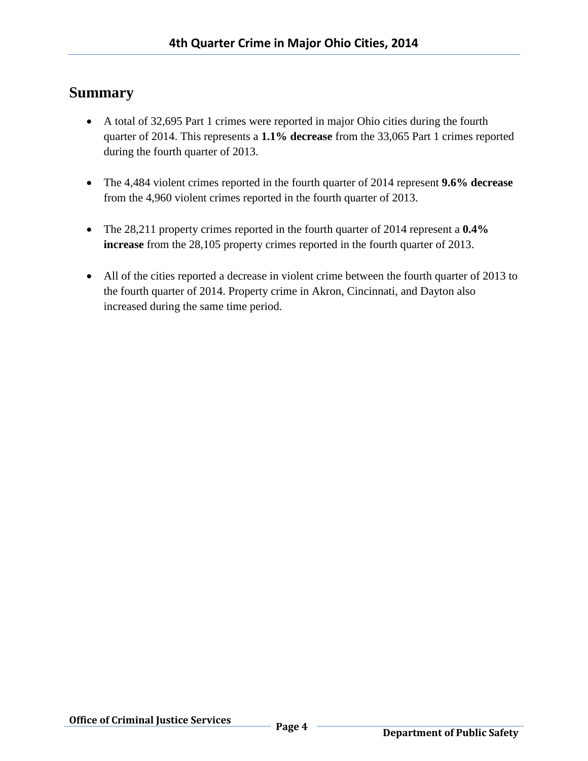## Summary

- A total of 32,695 Part 1 crimes were reported in major Ohio cities during the fourth quarter of 2014. This represents a **1.1% decrease** from the 33,065 Part 1 crimes reported during the fourth quarter of 2013.

- The 4,484 violent crimes reported in the fourth quarter of 2014 represent **9.6% decrease** from the 4,960 violent crimes reported in the fourth quarter of 2013.

- The 28,211 property crimes reported in the fourth quarter of 2014 represent a **0.4% increase** from the 28,105 property crimes reported in the fourth quarter of 2013.

- All of the cities reported a decrease in violent crime between the fourth quarter of 2013 to the fourth quarter of 2014. Property crime in Akron, Cincinnati, and Dayton also increased during the same time period.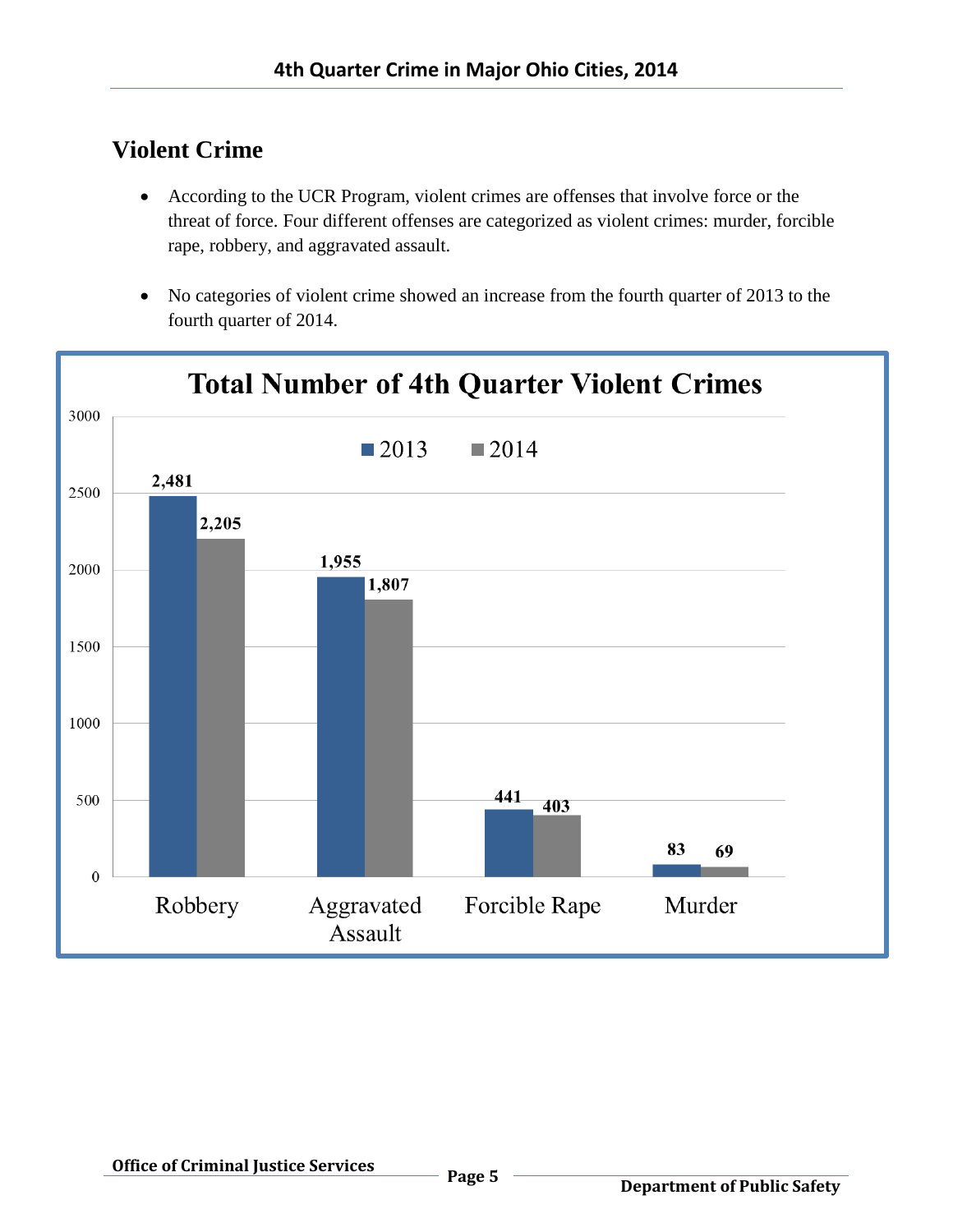## Violent Crime

- According to the UCR Program, violent crimes are offenses that involve force or the threat of force. Four different offenses are categorized as violent crimes: murder, forcible rape, robbery, and aggravated assault.
- No categories of violent crime showed an increase from the fourth quarter of 2013 to the fourth quarter of 2014.

**Total Number of 4th Quarter Violent Crimes**

| | 2013 | 2014 |
|---|---|---|
| Robbery | 2,481 | 2,205 |
| Aggravated Assault | 1,955 | 1,807 |
| Forcible Rape | 441 | 403 |
| Murder | 83 | 69 |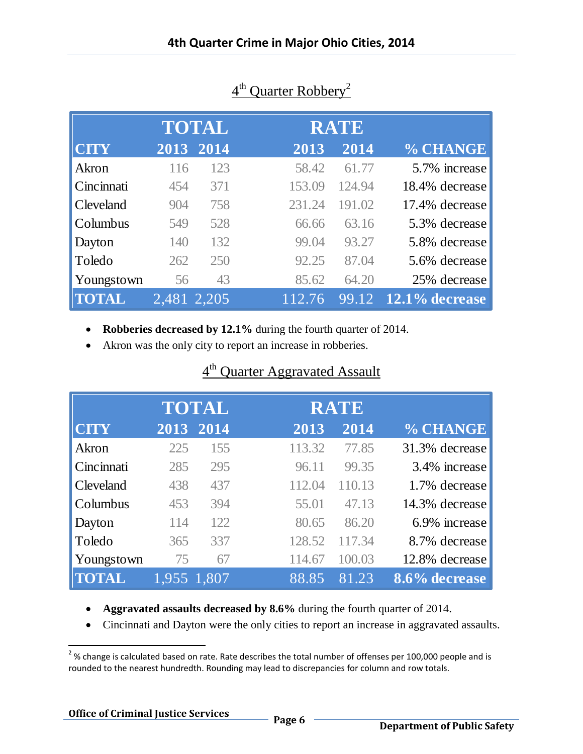## 4th Quarter Robbery[2]

| CITY | TOTAL 2013 | TOTAL 2014 | RATE 2013 | RATE 2014 | % CHANGE |
|---|---|---|---|---|---|
| Akron | 116 | 123 | 58.42 | 61.77 | 5.7% increase |
| Cincinnati | 454 | 371 | 153.09 | 124.94 | 18.4% decrease |
| Cleveland | 904 | 758 | 231.24 | 191.02 | 17.4% decrease |
| Columbus | 549 | 528 | 66.66 | 63.16 | 5.3% decrease |
| Dayton | 140 | 132 | 99.04 | 93.27 | 5.8% decrease |
| Toledo | 262 | 250 | 92.25 | 87.04 | 5.6% decrease |
| Youngstown | 56 | 43 | 85.62 | 64.20 | 25% decrease |
| **TOTAL** | 2,481 | 2,205 | 112.76 | 99.12 | **12.1% decrease** |

- **Robberies decreased by 12.1%** during the fourth quarter of 2014.
- Akron was the only city to report an increase in robberies.

## 4th Quarter Aggravated Assault

| CITY | TOTAL 2013 | TOTAL 2014 | RATE 2013 | RATE 2014 | % CHANGE |
|---|---|---|---|---|---|
| Akron | 225 | 155 | 113.32 | 77.85 | 31.3% decrease |
| Cincinnati | 285 | 295 | 96.11 | 99.35 | 3.4% increase |
| Cleveland | 438 | 437 | 112.04 | 110.13 | 1.7% decrease |
| Columbus | 453 | 394 | 55.01 | 47.13 | 14.3% decrease |
| Dayton | 114 | 122 | 80.65 | 86.20 | 6.9% increase |
| Toledo | 365 | 337 | 128.52 | 117.34 | 8.7% decrease |
| Youngstown | 75 | 67 | 114.67 | 100.03 | 12.8% decrease |
| **TOTAL** | 1,955 | 1,807 | 88.85 | 81.23 | **8.6% decrease** |

- **Aggravated assaults decreased by 8.6%** during the fourth quarter of 2014.
- Cincinnati and Dayton were the only cities to report an increase in aggravated assaults.

[2] % change is calculated based on rate. Rate describes the total number of offenses per 100,000 people and is rounded to the nearest hundredth. Rounding may lead to discrepancies for column and row totals.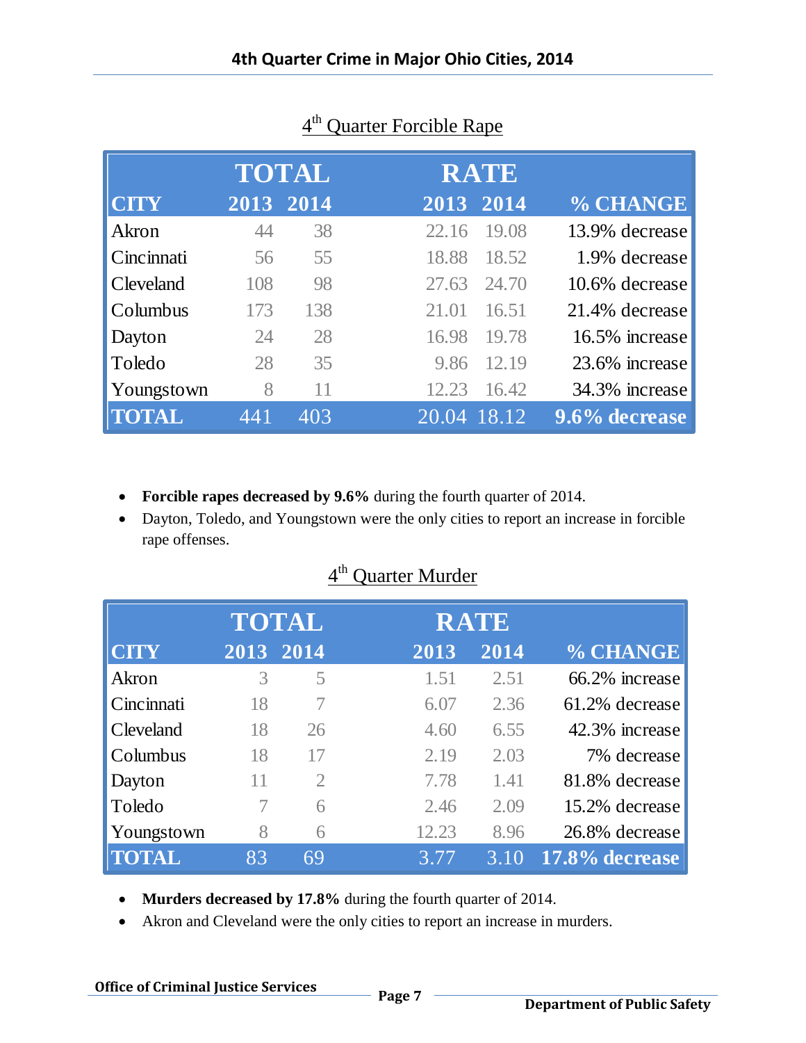## 4th Quarter Forcible Rape

| CITY | TOTAL 2013 | TOTAL 2014 | RATE 2013 | RATE 2014 | % CHANGE |
|---|---|---|---|---|---|
| Akron | 44 | 38 | 22.16 | 19.08 | 13.9% decrease |
| Cincinnati | 56 | 55 | 18.88 | 18.52 | 1.9% decrease |
| Cleveland | 108 | 98 | 27.63 | 24.70 | 10.6% decrease |
| Columbus | 173 | 138 | 21.01 | 16.51 | 21.4% decrease |
| Dayton | 24 | 28 | 16.98 | 19.78 | 16.5% increase |
| Toledo | 28 | 35 | 9.86 | 12.19 | 23.6% increase |
| Youngstown | 8 | 11 | 12.23 | 16.42 | 34.3% increase |
| **TOTAL** | 441 | 403 | 20.04 | 18.12 | **9.6% decrease** |

- **Forcible rapes decreased by 9.6%** during the fourth quarter of 2014.
- Dayton, Toledo, and Youngstown were the only cities to report an increase in forcible rape offenses.

## 4th Quarter Murder

| CITY | TOTAL 2013 | TOTAL 2014 | RATE 2013 | RATE 2014 | % CHANGE |
|---|---|---|---|---|---|
| Akron | 3 | 5 | 1.51 | 2.51 | 66.2% increase |
| Cincinnati | 18 | 7 | 6.07 | 2.36 | 61.2% decrease |
| Cleveland | 18 | 26 | 4.60 | 6.55 | 42.3% increase |
| Columbus | 18 | 17 | 2.19 | 2.03 | 7% decrease |
| Dayton | 11 | 2 | 7.78 | 1.41 | 81.8% decrease |
| Toledo | 7 | 6 | 2.46 | 2.09 | 15.2% decrease |
| Youngstown | 8 | 6 | 12.23 | 8.96 | 26.8% decrease |
| **TOTAL** | 83 | 69 | 3.77 | 3.10 | **17.8% decrease** |

- **Murders decreased by 17.8%** during the fourth quarter of 2014.
- Akron and Cleveland were the only cities to report an increase in murders.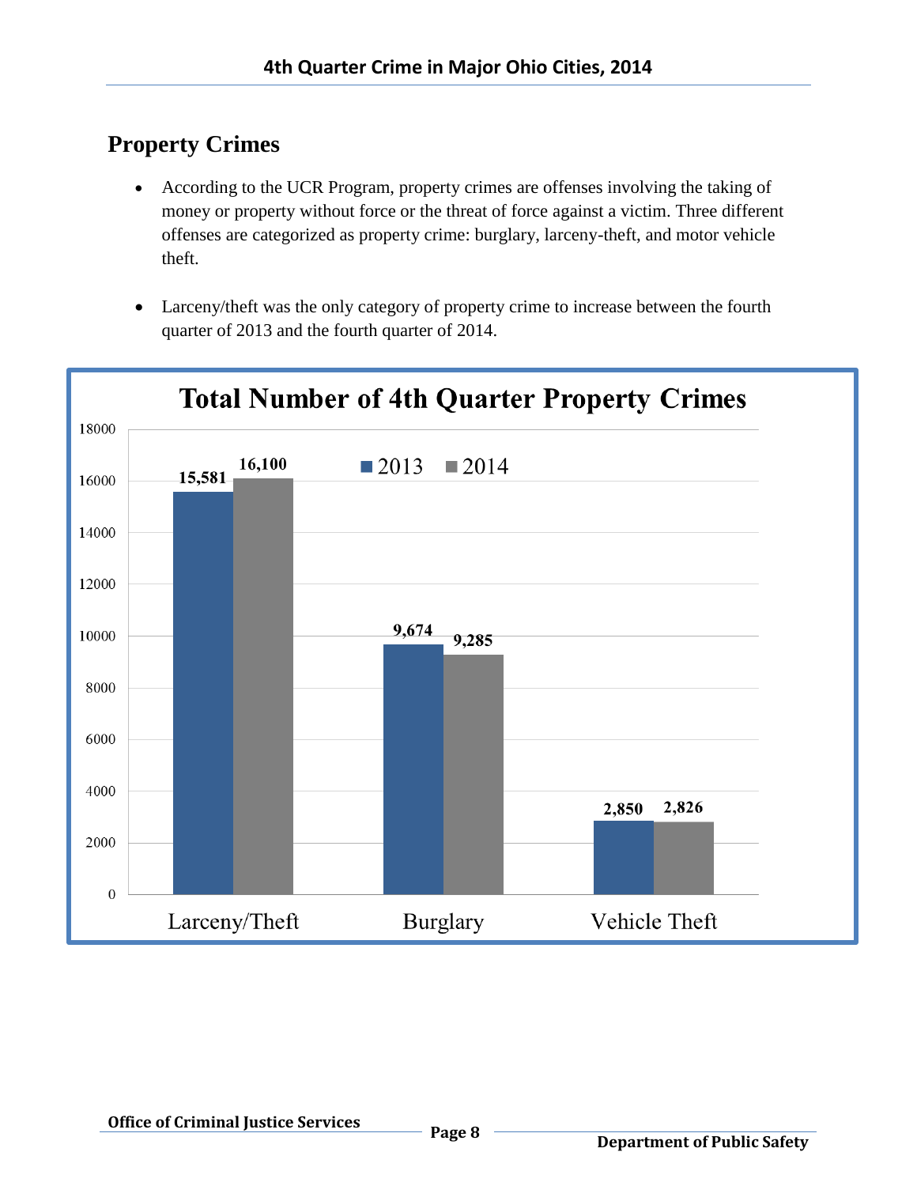## Property Crimes

- According to the UCR Program, property crimes are offenses involving the taking of money or property without force or the threat of force against a victim. Three different offenses are categorized as property crime: burglary, larceny-theft, and motor vehicle theft.

- Larceny/theft was the only category of property crime to increase between the fourth quarter of 2013 and the fourth quarter of 2014.

**Total Number of 4th Quarter Property Crimes**

| | 2013 | 2014 |
|---|---|---|
| Larceny/Theft | 15,581 | 16,100 |
| Burglary | 9,674 | 9,285 |
| Vehicle Theft | 2,850 | 2,826 |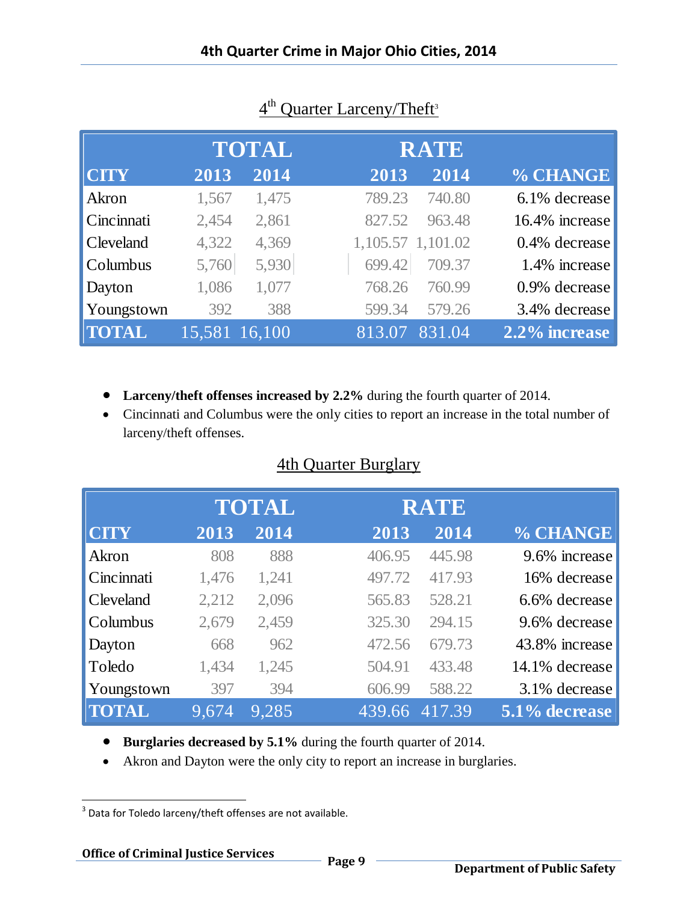## 4th Quarter Larceny/Theft[3]

| | TOTAL | | RATE | | |
|---|---|---|---|---|---|
| **CITY** | **2013** | **2014** | **2013** | **2014** | **% CHANGE** |
| Akron | 1,567 | 1,475 | 789.23 | 740.80 | 6.1% decrease |
| Cincinnati | 2,454 | 2,861 | 827.52 | 963.48 | 16.4% increase |
| Cleveland | 4,322 | 4,369 | 1,105.57 | 1,101.02 | 0.4% decrease |
| Columbus | 5,760 | 5,930 | 699.42 | 709.37 | 1.4% increase |
| Dayton | 1,086 | 1,077 | 768.26 | 760.99 | 0.9% decrease |
| Youngstown | 392 | 388 | 599.34 | 579.26 | 3.4% decrease |
| **TOTAL** | 15,581 | 16,100 | 813.07 | 831.04 | **2.2% increase** |

- **Larceny/theft offenses increased by 2.2%** during the fourth quarter of 2014.
- Cincinnati and Columbus were the only cities to report an increase in the total number of larceny/theft offenses.

## 4th Quarter Burglary

| | TOTAL | | RATE | | |
|---|---|---|---|---|---|
| **CITY** | **2013** | **2014** | **2013** | **2014** | **% CHANGE** |
| Akron | 808 | 888 | 406.95 | 445.98 | 9.6% increase |
| Cincinnati | 1,476 | 1,241 | 497.72 | 417.93 | 16% decrease |
| Cleveland | 2,212 | 2,096 | 565.83 | 528.21 | 6.6% decrease |
| Columbus | 2,679 | 2,459 | 325.30 | 294.15 | 9.6% decrease |
| Dayton | 668 | 962 | 472.56 | 679.73 | 43.8% increase |
| Toledo | 1,434 | 1,245 | 504.91 | 433.48 | 14.1% decrease |
| Youngstown | 397 | 394 | 606.99 | 588.22 | 3.1% decrease |
| **TOTAL** | 9,674 | 9,285 | 439.66 | 417.39 | **5.1% decrease** |

- **Burglaries decreased by 5.1%** during the fourth quarter of 2014.
- Akron and Dayton were the only city to report an increase in burglaries.

[3] Data for Toledo larceny/theft offenses are not available.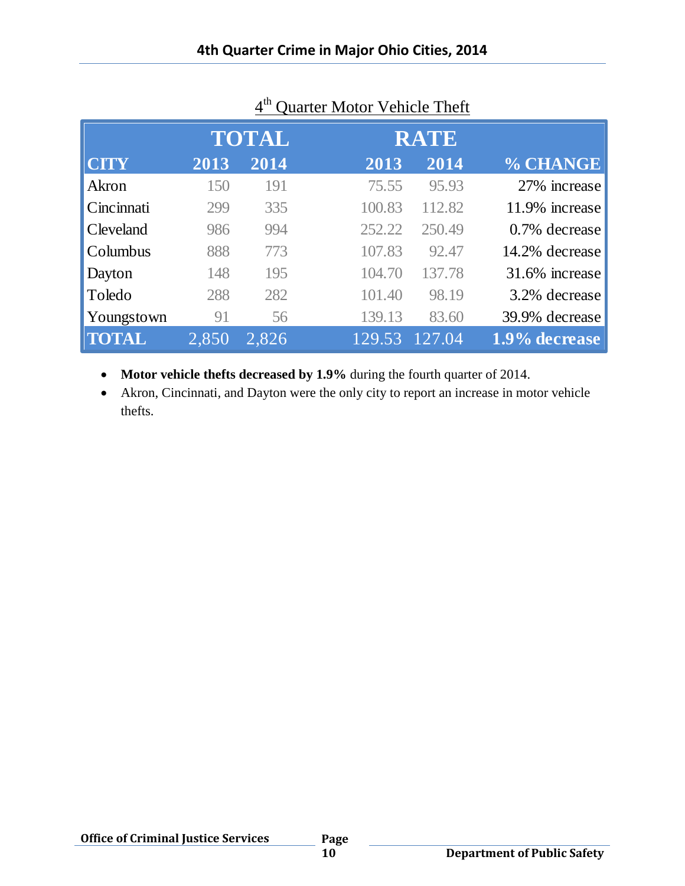## 4th Quarter Motor Vehicle Theft

| | TOTAL | | RATE | | |
|---|---|---|---|---|---|
| CITY | 2013 | 2014 | 2013 | 2014 | % CHANGE |
| Akron | 150 | 191 | 75.55 | 95.93 | 27% increase |
| Cincinnati | 299 | 335 | 100.83 | 112.82 | 11.9% increase |
| Cleveland | 986 | 994 | 252.22 | 250.49 | 0.7% decrease |
| Columbus | 888 | 773 | 107.83 | 92.47 | 14.2% decrease |
| Dayton | 148 | 195 | 104.70 | 137.78 | 31.6% increase |
| Toledo | 288 | 282 | 101.40 | 98.19 | 3.2% decrease |
| Youngstown | 91 | 56 | 139.13 | 83.60 | 39.9% decrease |
| TOTAL | 2,850 | 2,826 | 129.53 | 127.04 | 1.9% decrease |

- **Motor vehicle thefts decreased by 1.9%** during the fourth quarter of 2014.
- Akron, Cincinnati, and Dayton were the only city to report an increase in motor vehicle thefts.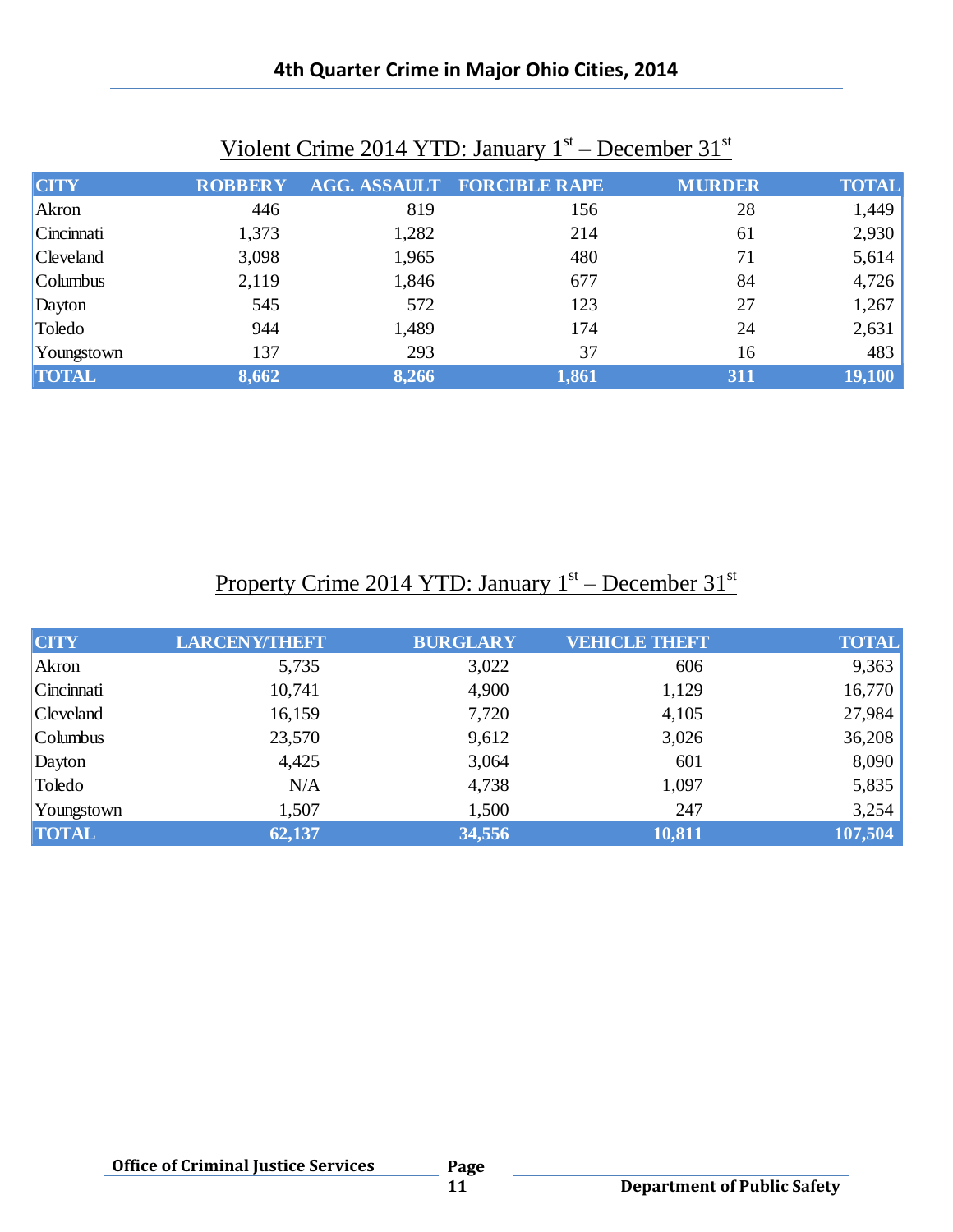# 4th Quarter Crime in Major Ohio Cities, 2014

## Violent Crime 2014 YTD: January 1st – December 31st

| CITY | ROBBERY | AGG. ASSAULT | FORCIBLE RAPE | MURDER | TOTAL |
|---|---|---|---|---|---|
| Akron | 446 | 819 | 156 | 28 | 1,449 |
| Cincinnati | 1,373 | 1,282 | 214 | 61 | 2,930 |
| Cleveland | 3,098 | 1,965 | 480 | 71 | 5,614 |
| Columbus | 2,119 | 1,846 | 677 | 84 | 4,726 |
| Dayton | 545 | 572 | 123 | 27 | 1,267 |
| Toledo | 944 | 1,489 | 174 | 24 | 2,631 |
| Youngstown | 137 | 293 | 37 | 16 | 483 |
| **TOTAL** | **8,662** | **8,266** | **1,861** | **311** | **19,100** |

## Property Crime 2014 YTD: January 1st – December 31st

| CITY | LARCENY/THEFT | BURGLARY | VEHICLE THEFT | TOTAL |
|---|---|---|---|---|
| Akron | 5,735 | 3,022 | 606 | 9,363 |
| Cincinnati | 10,741 | 4,900 | 1,129 | 16,770 |
| Cleveland | 16,159 | 7,720 | 4,105 | 27,984 |
| Columbus | 23,570 | 9,612 | 3,026 | 36,208 |
| Dayton | 4,425 | 3,064 | 601 | 8,090 |
| Toledo | N/A | 4,738 | 1,097 | 5,835 |
| Youngstown | 1,507 | 1,500 | 247 | 3,254 |
| **TOTAL** | **62,137** | **34,556** | **10,811** | **107,504** |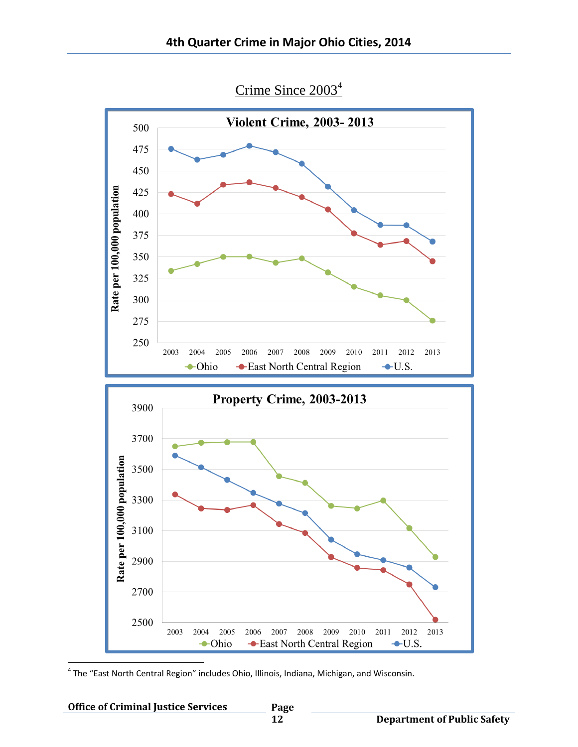## Crime Since 2003[4]

Violent Crime, 2003- 2013

Rate per 100,000 population

500
475
450
425
400
375
350
325
300
275
250

2003 2004 2005 2006 2007 2008 2009 2010 2011 2012 2013

Ohio — East North Central Region — U.S.

Property Crime, 2003-2013

Rate per 100,000 population

3900
3700
3500
3300
3100
2900
2700
2500

2003 2004 2005 2006 2007 2008 2009 2010 2011 2012 2013

Ohio — East North Central Region — U.S.

---

[4] The "East North Central Region" includes Ohio, Illinois, Indiana, Michigan, and Wisconsin.